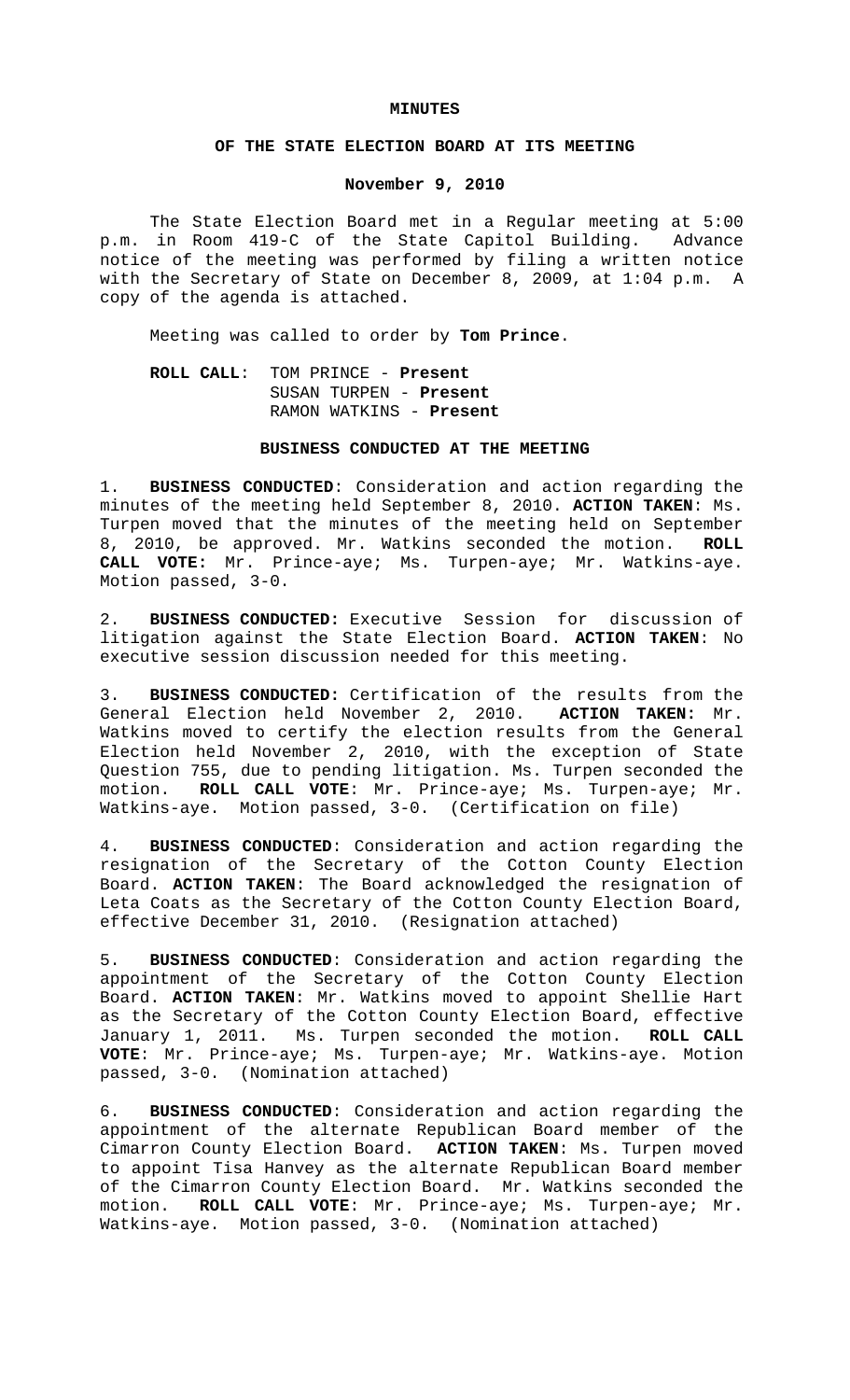# MINUTES

## OF THE STATE ELECTION BOARD AT ITS MEETING

### November 9, 2010

The State Election Board met in a Regular meeting at 5:00 p.m. in Room 419-C of the State Capitol Building. Advance notice of the meeting was performed by filing a written notice with the Secretary of State on December 8, 2009, at 1:04 p.m. A copy of the agenda is attached.

Meeting was called to order by **Tom Prince**.

**ROLL CALL**: TOM PRINCE - **Present**
SUSAN TURPEN - **Present**
RAMON WATKINS - **Present**

### BUSINESS CONDUCTED AT THE MEETING

1. **BUSINESS CONDUCTED**: Consideration and action regarding the minutes of the meeting held September 8, 2010. **ACTION TAKEN**: Ms. Turpen moved that the minutes of the meeting held on September 8, 2010, be approved. Mr. Watkins seconded the motion. **ROLL CALL VOTE:** Mr. Prince-aye; Ms. Turpen-aye; Mr. Watkins-aye. Motion passed, 3-0.

2. **BUSINESS CONDUCTED:** Executive Session for discussion of litigation against the State Election Board. **ACTION TAKEN**: No executive session discussion needed for this meeting.

3. **BUSINESS CONDUCTED:** Certification of the results from the General Election held November 2, 2010. **ACTION TAKEN:** Mr. Watkins moved to certify the election results from the General Election held November 2, 2010, with the exception of State Question 755, due to pending litigation. Ms. Turpen seconded the motion. **ROLL CALL VOTE**: Mr. Prince-aye; Ms. Turpen-aye; Mr. Watkins-aye. Motion passed, 3-0. (Certification on file)

4. **BUSINESS CONDUCTED**: Consideration and action regarding the resignation of the Secretary of the Cotton County Election Board. **ACTION TAKEN**: The Board acknowledged the resignation of Leta Coats as the Secretary of the Cotton County Election Board, effective December 31, 2010. (Resignation attached)

5. **BUSINESS CONDUCTED**: Consideration and action regarding the appointment of the Secretary of the Cotton County Election Board. **ACTION TAKEN**: Mr. Watkins moved to appoint Shellie Hart as the Secretary of the Cotton County Election Board, effective January 1, 2011. Ms. Turpen seconded the motion. **ROLL CALL VOTE**: Mr. Prince-aye; Ms. Turpen-aye; Mr. Watkins-aye. Motion passed, 3-0. (Nomination attached)

6. **BUSINESS CONDUCTED**: Consideration and action regarding the appointment of the alternate Republican Board member of the Cimarron County Election Board. **ACTION TAKEN**: Ms. Turpen moved to appoint Tisa Hanvey as the alternate Republican Board member of the Cimarron County Election Board. Mr. Watkins seconded the motion. **ROLL CALL VOTE**: Mr. Prince-aye; Ms. Turpen-aye; Mr. Watkins-aye. Motion passed, 3-0. (Nomination attached)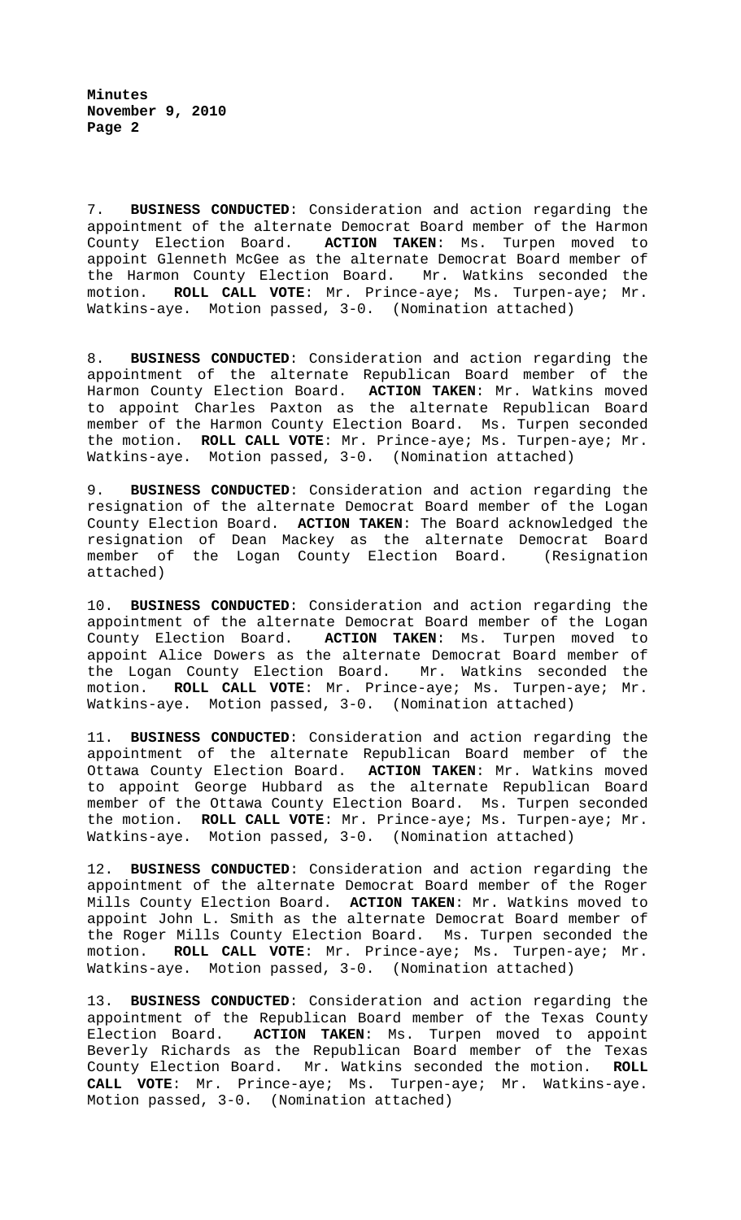7. **BUSINESS CONDUCTED**: Consideration and action regarding the appointment of the alternate Democrat Board member of the Harmon County Election Board. **ACTION TAKEN**: Ms. Turpen moved to appoint Glenneth McGee as the alternate Democrat Board member of the Harmon County Election Board. Mr. Watkins seconded the motion. **ROLL CALL VOTE**: Mr. Prince-aye; Ms. Turpen-aye; Mr. Watkins-aye. Motion passed, 3-0. (Nomination attached)

8. **BUSINESS CONDUCTED**: Consideration and action regarding the appointment of the alternate Republican Board member of the Harmon County Election Board. **ACTION TAKEN**: Mr. Watkins moved to appoint Charles Paxton as the alternate Republican Board member of the Harmon County Election Board. Ms. Turpen seconded the motion. **ROLL CALL VOTE**: Mr. Prince-aye; Ms. Turpen-aye; Mr. Watkins-aye. Motion passed, 3-0. (Nomination attached)

9. **BUSINESS CONDUCTED**: Consideration and action regarding the resignation of the alternate Democrat Board member of the Logan County Election Board. **ACTION TAKEN**: The Board acknowledged the resignation of Dean Mackey as the alternate Democrat Board member of the Logan County Election Board. (Resignation attached)

10. **BUSINESS CONDUCTED**: Consideration and action regarding the appointment of the alternate Democrat Board member of the Logan County Election Board. **ACTION TAKEN**: Ms. Turpen moved to appoint Alice Dowers as the alternate Democrat Board member of the Logan County Election Board. Mr. Watkins seconded the motion. **ROLL CALL VOTE**: Mr. Prince-aye; Ms. Turpen-aye; Mr. Watkins-aye. Motion passed, 3-0. (Nomination attached)

11. **BUSINESS CONDUCTED**: Consideration and action regarding the appointment of the alternate Republican Board member of the Ottawa County Election Board. **ACTION TAKEN**: Mr. Watkins moved to appoint George Hubbard as the alternate Republican Board member of the Ottawa County Election Board. Ms. Turpen seconded the motion. **ROLL CALL VOTE**: Mr. Prince-aye; Ms. Turpen-aye; Mr. Watkins-aye. Motion passed, 3-0. (Nomination attached)

12. **BUSINESS CONDUCTED**: Consideration and action regarding the appointment of the alternate Democrat Board member of the Roger Mills County Election Board. **ACTION TAKEN**: Mr. Watkins moved to appoint John L. Smith as the alternate Democrat Board member of the Roger Mills County Election Board. Ms. Turpen seconded the motion. **ROLL CALL VOTE**: Mr. Prince-aye; Ms. Turpen-aye; Mr. Watkins-aye. Motion passed, 3-0. (Nomination attached)

13. **BUSINESS CONDUCTED**: Consideration and action regarding the appointment of the Republican Board member of the Texas County Election Board. **ACTION TAKEN**: Ms. Turpen moved to appoint Beverly Richards as the Republican Board member of the Texas County Election Board. Mr. Watkins seconded the motion. **ROLL CALL VOTE**: Mr. Prince-aye; Ms. Turpen-aye; Mr. Watkins-aye. Motion passed, 3-0. (Nomination attached)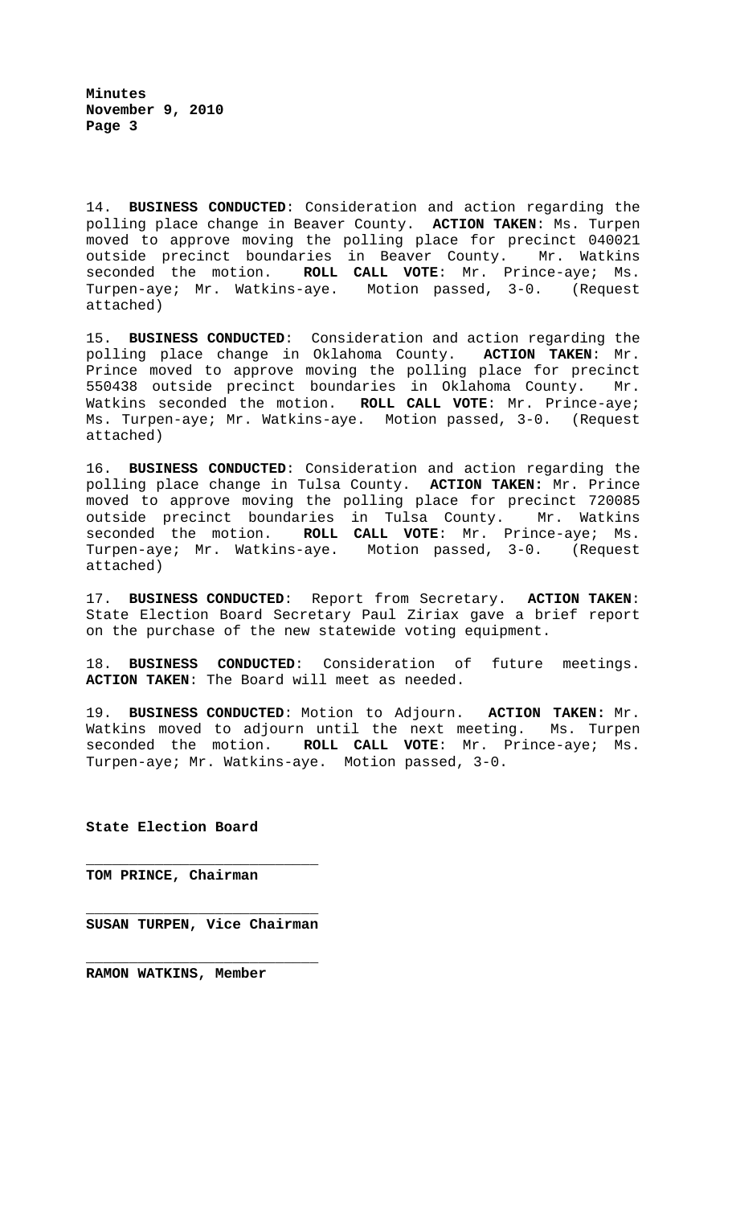14. **BUSINESS CONDUCTED**: Consideration and action regarding the polling place change in Beaver County. **ACTION TAKEN**: Ms. Turpen moved to approve moving the polling place for precinct 040021 outside precinct boundaries in Beaver County. Mr. Watkins seconded the motion. **ROLL CALL VOTE**: Mr. Prince-aye; Ms. Turpen-aye; Mr. Watkins-aye. Motion passed, 3-0. (Request attached)

15. **BUSINESS CONDUCTED**: Consideration and action regarding the polling place change in Oklahoma County. **ACTION TAKEN**: Mr. Prince moved to approve moving the polling place for precinct 550438 outside precinct boundaries in Oklahoma County. Mr. Watkins seconded the motion. **ROLL CALL VOTE**: Mr. Prince-aye; Ms. Turpen-aye; Mr. Watkins-aye. Motion passed, 3-0. (Request attached)

16. **BUSINESS CONDUCTED**: Consideration and action regarding the polling place change in Tulsa County. **ACTION TAKEN:** Mr. Prince moved to approve moving the polling place for precinct 720085 outside precinct boundaries in Tulsa County. Mr. Watkins seconded the motion. **ROLL CALL VOTE**: Mr. Prince-aye; Ms. Turpen-aye; Mr. Watkins-aye. Motion passed, 3-0. (Request attached)

17. **BUSINESS CONDUCTED**: Report from Secretary. **ACTION TAKEN**: State Election Board Secretary Paul Ziriax gave a brief report on the purchase of the new statewide voting equipment.

18. **BUSINESS CONDUCTED**: Consideration of future meetings. **ACTION TAKEN**: The Board will meet as needed.

19. **BUSINESS CONDUCTED**: Motion to Adjourn. **ACTION TAKEN:** Mr. Watkins moved to adjourn until the next meeting. Ms. Turpen seconded the motion. **ROLL CALL VOTE**: Mr. Prince-aye; Ms. Turpen-aye; Mr. Watkins-aye. Motion passed, 3-0.

**State Election Board**

\_\_\_\_\_\_\_\_\_\_\_\_\_\_\_\_\_\_\_\_\_\_\_\_\_\_\_\_

**TOM PRINCE, Chairman**

\_\_\_\_\_\_\_\_\_\_\_\_\_\_\_\_\_\_\_\_\_\_\_\_\_\_\_\_

**SUSAN TURPEN, Vice Chairman**

\_\_\_\_\_\_\_\_\_\_\_\_\_\_\_\_\_\_\_\_\_\_\_\_\_\_\_\_

**RAMON WATKINS, Member**